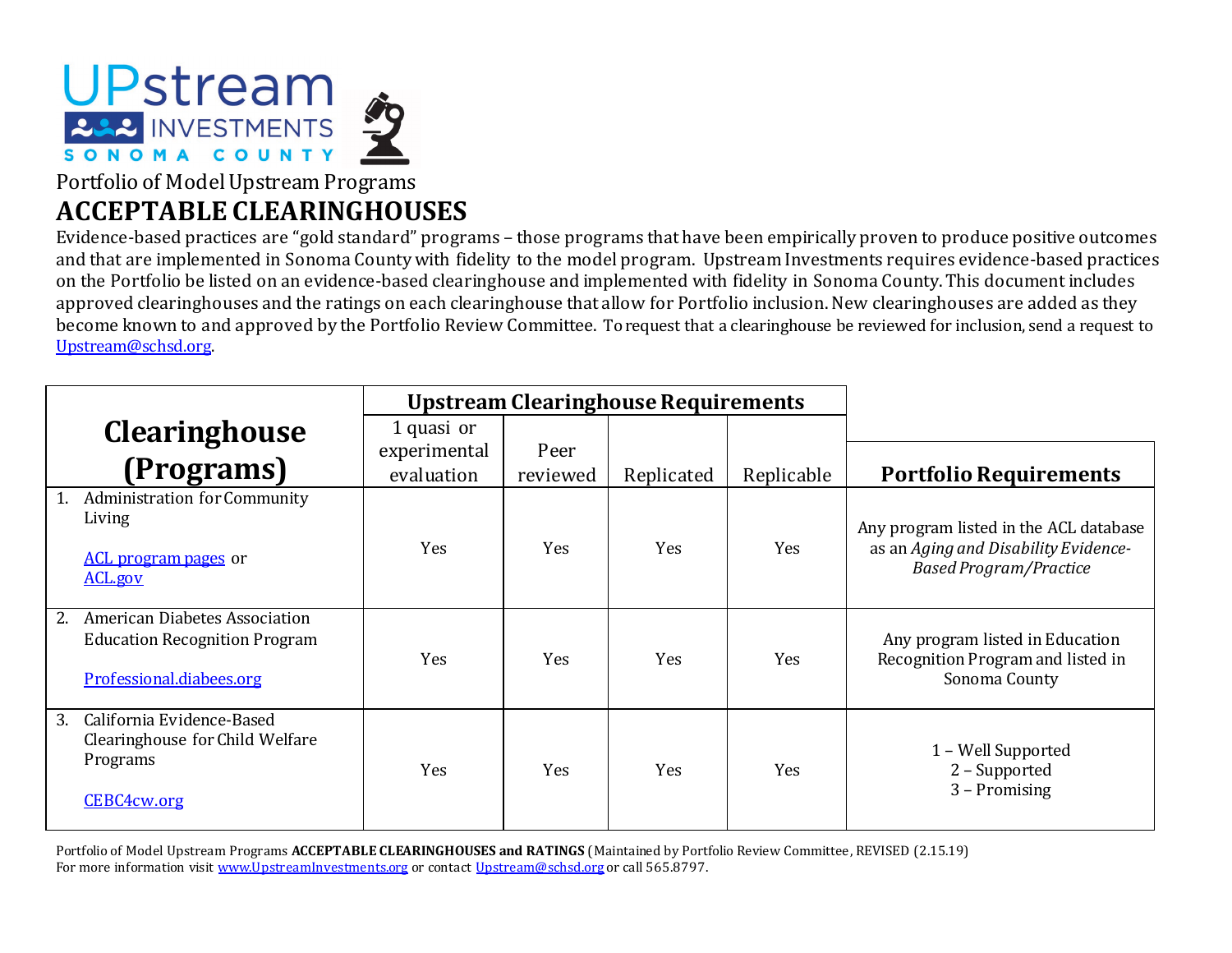UPstream INVESTMENTS SONOMA COUNTY

Portfolio of Model Upstream Programs

# ACCEPTABLE CLEARINGHOUSES

Evidence-based practices are "gold standard" programs – those programs that have been empirically proven to produce positive outcomes and that are implemented in Sonoma County with fidelity to the model program. Upstream Investments requires evidence-based practices on the Portfolio be listed on an evidence-based clearinghouse and implemented with fidelity in Sonoma County. This document includes approved clearinghouses and the ratings on each clearinghouse that allow for Portfolio inclusion. New clearinghouses are added as they become known to and approved by the Portfolio Review Committee. To request that a clearinghouse be reviewed for inclusion, send a request to Upstream@schsd.org.

| Clearinghouse (Programs) | Upstream Clearinghouse Requirements | | | | Portfolio Requirements |
|---|---|---|---|---|---|
| | 1 quasi or experimental evaluation | Peer reviewed | Replicated | Replicable | |
| 1. Administration for Community Living<br><br>ACL program pages or ACL.gov | Yes | Yes | Yes | Yes | Any program listed in the ACL database as an *Aging and Disability Evidence-Based Program/Practice* |
| 2. American Diabetes Association Education Recognition Program<br><br>Professional.diabees.org | Yes | Yes | Yes | Yes | Any program listed in Education Recognition Program and listed in Sonoma County |
| 3. California Evidence-Based Clearinghouse for Child Welfare Programs<br><br>CEBC4cw.org | Yes | Yes | Yes | Yes | 1 – Well Supported<br>2 – Supported<br>3 – Promising |

Portfolio of Model Upstream Programs **ACCEPTABLE CLEARINGHOUSES and RATINGS** (Maintained by Portfolio Review Committee, REVISED (2.15.19)
For more information visit www.UpstreamInvestments.org or contact Upstream@schsd.org or call 565.8797.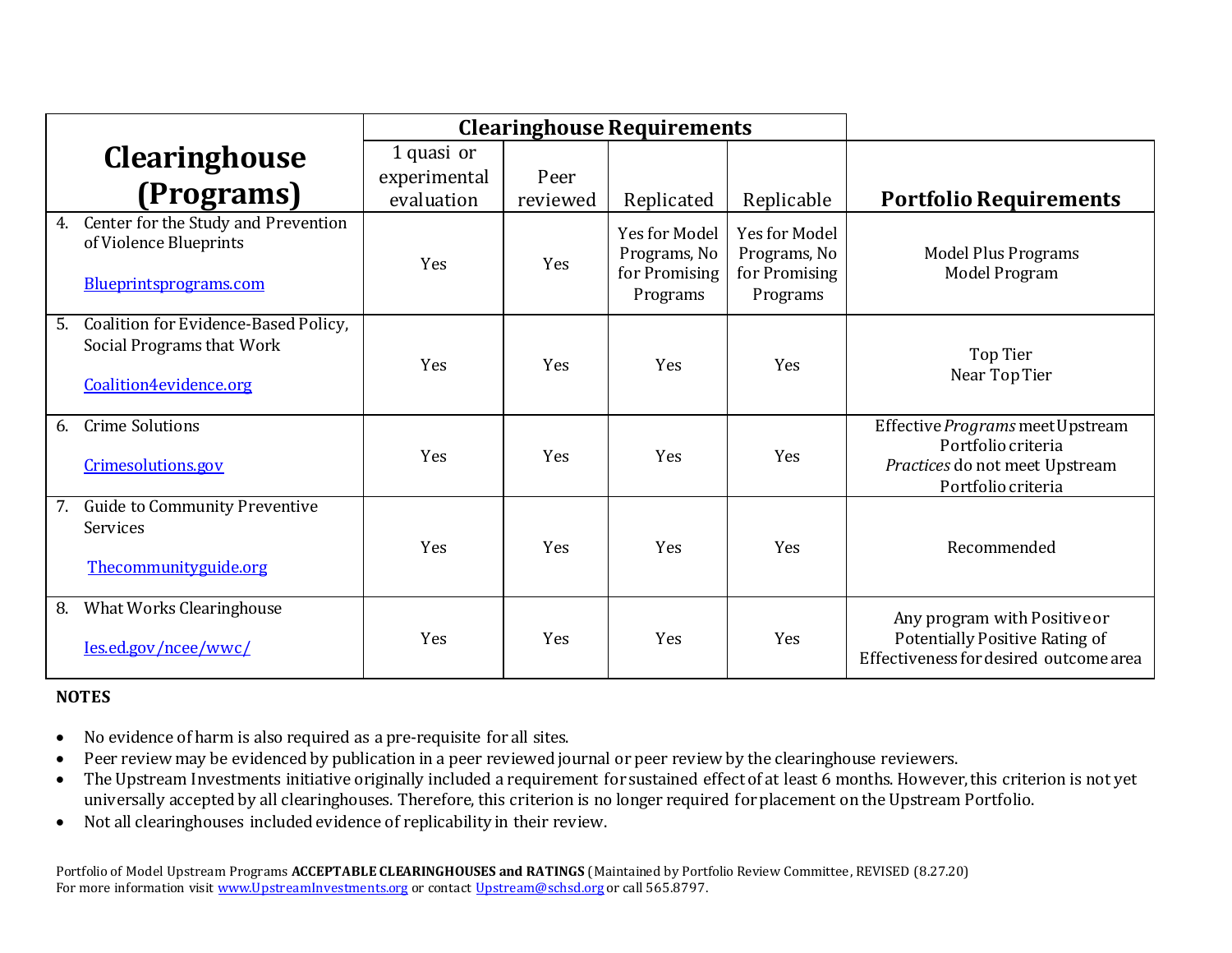| Clearinghouse (Programs) | Clearinghouse Requirements | | | | Portfolio Requirements |
|---|---|---|---|---|---|
| | 1 quasi or experimental evaluation | Peer reviewed | Replicated | Replicable | |
| 4. Center for the Study and Prevention of Violence Blueprints<br><br>Blueprintsprograms.com | Yes | Yes | Yes for Model Programs, No for Promising Programs | Yes for Model Programs, No for Promising Programs | Model Plus Programs<br>Model Program |
| 5. Coalition for Evidence-Based Policy, Social Programs that Work<br><br>Coalition4evidence.org | Yes | Yes | Yes | Yes | Top Tier<br>Near Top Tier |
| 6. Crime Solutions<br><br>Crimesolutions.gov | Yes | Yes | Yes | Yes | Effective *Programs* meet Upstream Portfolio criteria<br>*Practices* do not meet Upstream Portfolio criteria |
| 7. Guide to Community Preventive Services<br><br>Thecommunityguide.org | Yes | Yes | Yes | Yes | Recommended |
| 8. What Works Clearinghouse<br><br>Ies.ed.gov/ncee/wwc/ | Yes | Yes | Yes | Yes | Any program with Positive or Potentially Positive Rating of Effectiveness for desired outcome area |

**NOTES**

- No evidence of harm is also required as a pre-requisite for all sites.
- Peer review may be evidenced by publication in a peer reviewed journal or peer review by the clearinghouse reviewers.
- The Upstream Investments initiative originally included a requirement for sustained effect of at least 6 months. However, this criterion is not yet universally accepted by all clearinghouses. Therefore, this criterion is no longer required for placement on the Upstream Portfolio.
- Not all clearinghouses included evidence of replicability in their review.

Portfolio of Model Upstream Programs **ACCEPTABLE CLEARINGHOUSES and RATINGS** (Maintained by Portfolio Review Committee, REVISED (8.27.20)
For more information visit www.UpstreamInvestments.org or contact Upstream@schsd.org or call 565.8797.